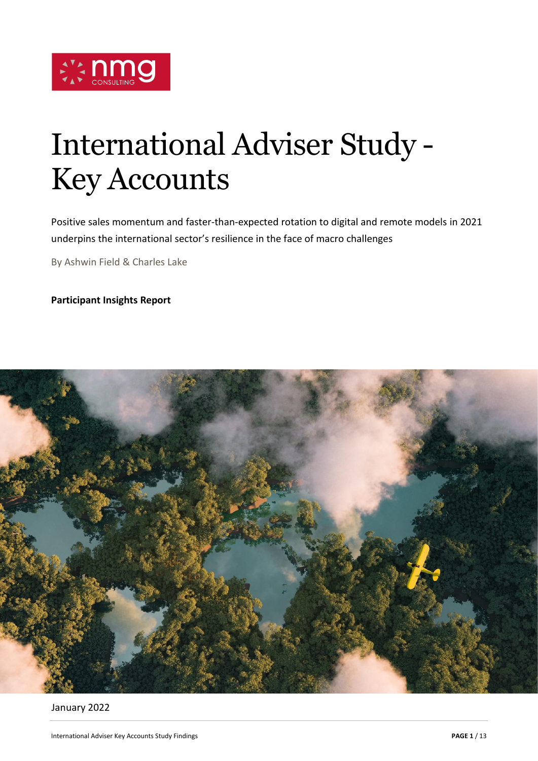# International Adviser Study - Key Accounts

Positive sales momentum and faster-than-expected rotation to digital and remote models in 2021 underpins the international sector's resilience in the face of macro challenges

By Ashwin Field & Charles Lake

**Participant Insights Report**

January 2022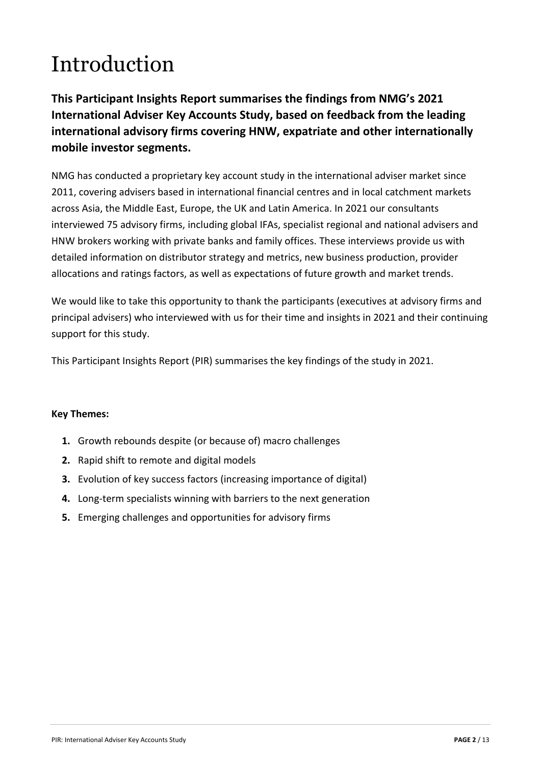# Introduction

**This Participant Insights Report summarises the findings from NMG's 2021 International Adviser Key Accounts Study, based on feedback from the leading international advisory firms covering HNW, expatriate and other internationally mobile investor segments.**

NMG has conducted a proprietary key account study in the international adviser market since 2011, covering advisers based in international financial centres and in local catchment markets across Asia, the Middle East, Europe, the UK and Latin America. In 2021 our consultants interviewed 75 advisory firms, including global IFAs, specialist regional and national advisers and HNW brokers working with private banks and family offices. These interviews provide us with detailed information on distributor strategy and metrics, new business production, provider allocations and ratings factors, as well as expectations of future growth and market trends.

We would like to take this opportunity to thank the participants (executives at advisory firms and principal advisers) who interviewed with us for their time and insights in 2021 and their continuing support for this study.

This Participant Insights Report (PIR) summarises the key findings of the study in 2021.

**Key Themes:**

1. Growth rebounds despite (or because of) macro challenges
2. Rapid shift to remote and digital models
3. Evolution of key success factors (increasing importance of digital)
4. Long-term specialists winning with barriers to the next generation
5. Emerging challenges and opportunities for advisory firms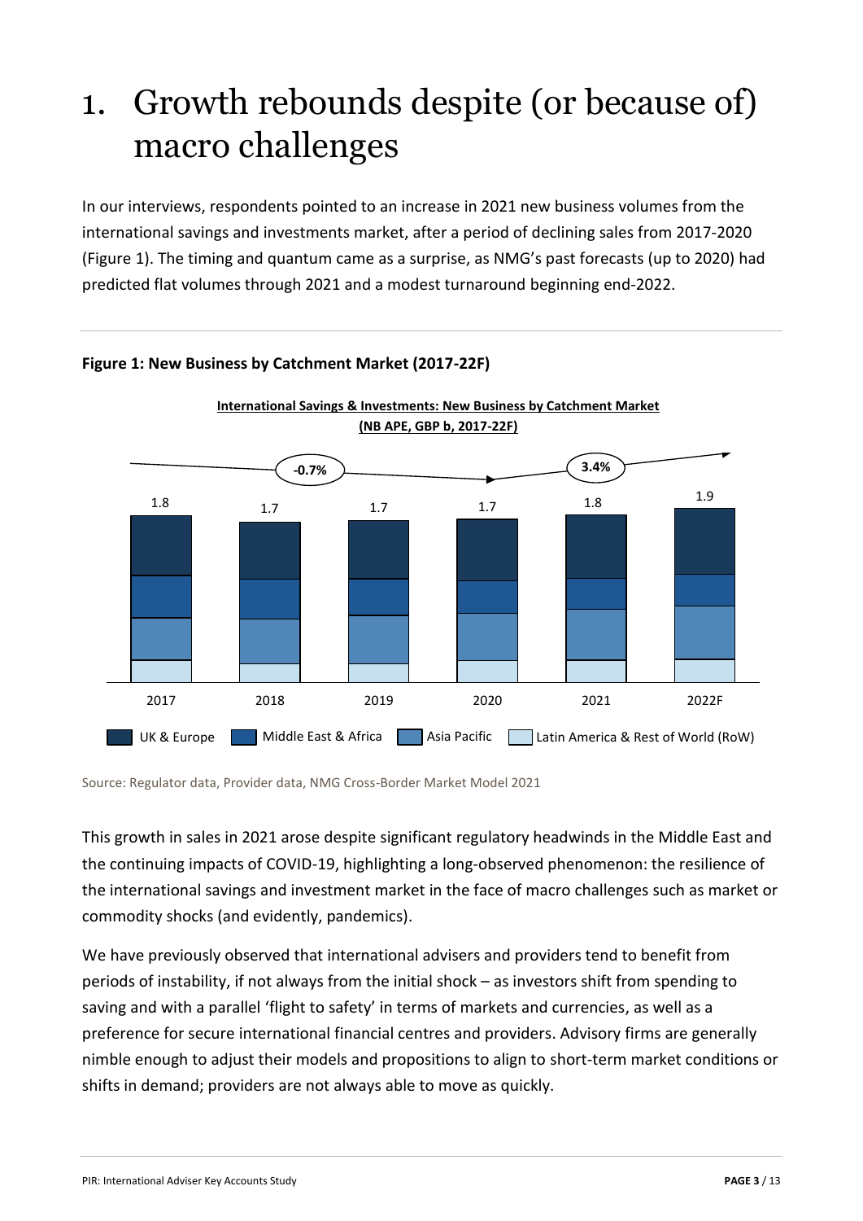# 1. Growth rebounds despite (or because of) macro challenges

In our interviews, respondents pointed to an increase in 2021 new business volumes from the international savings and investments market, after a period of declining sales from 2017-2020 (Figure 1). The timing and quantum came as a surprise, as NMG's past forecasts (up to 2020) had predicted flat volumes through 2021 and a modest turnaround beginning end-2022.

**Figure 1: New Business by Catchment Market (2017-22F)**

**International Savings & Investments: New Business by Catchment Market (NB APE, GBP b, 2017-22F)**

| | 2017 | 2018 | 2019 | 2020 | 2021 | 2022F |
|---|---|---|---|---|---|---|
| Total | 1.8 | 1.7 | 1.7 | 1.7 | 1.8 | 1.9 |

Growth 2017–2020: -0.7%; Growth 2020–2022F: 3.4%

Legend: UK & Europe; Middle East & Africa; Asia Pacific; Latin America & Rest of World (RoW)

Source: Regulator data, Provider data, NMG Cross-Border Market Model 2021

This growth in sales in 2021 arose despite significant regulatory headwinds in the Middle East and the continuing impacts of COVID-19, highlighting a long-observed phenomenon: the resilience of the international savings and investment market in the face of macro challenges such as market or commodity shocks (and evidently, pandemics).

We have previously observed that international advisers and providers tend to benefit from periods of instability, if not always from the initial shock – as investors shift from spending to saving and with a parallel 'flight to safety' in terms of markets and currencies, as well as a preference for secure international financial centres and providers. Advisory firms are generally nimble enough to adjust their models and propositions to align to short-term market conditions or shifts in demand; providers are not always able to move as quickly.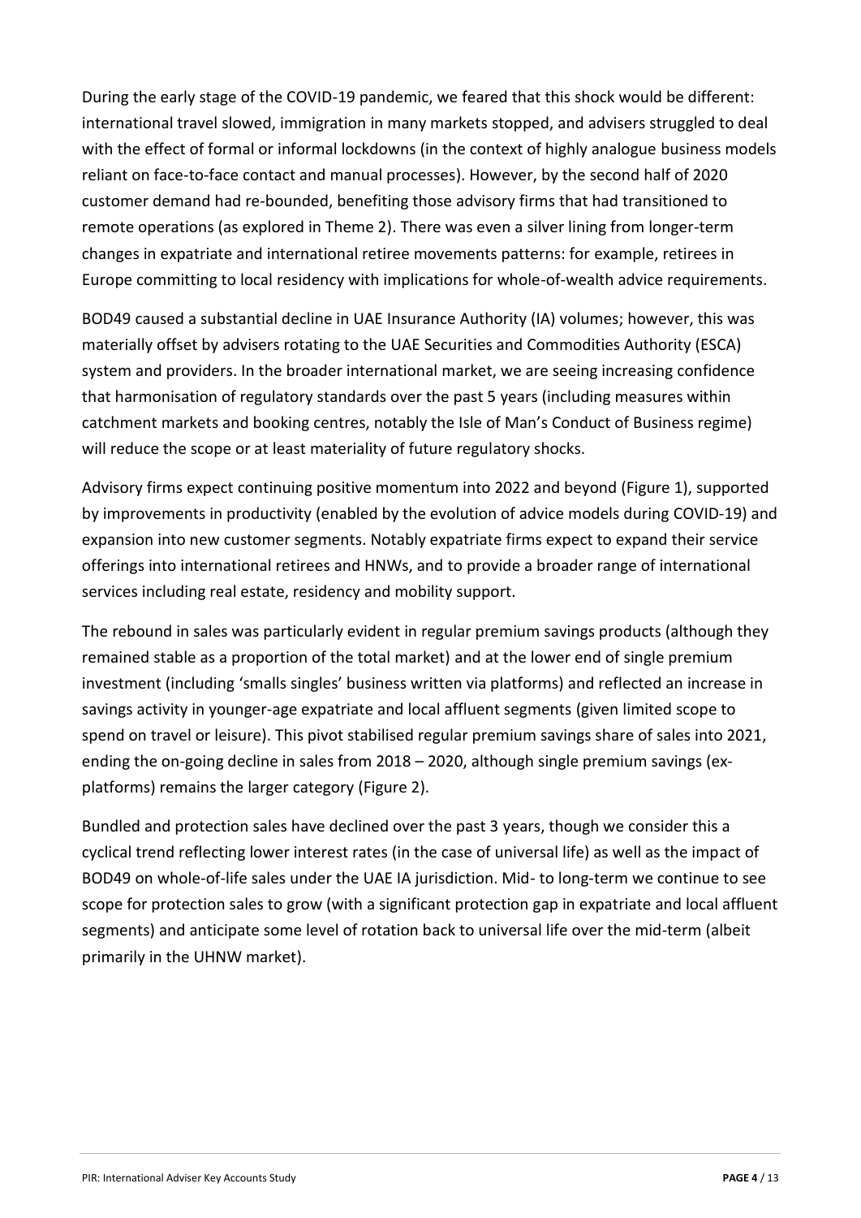During the early stage of the COVID-19 pandemic, we feared that this shock would be different: international travel slowed, immigration in many markets stopped, and advisers struggled to deal with the effect of formal or informal lockdowns (in the context of highly analogue business models reliant on face-to-face contact and manual processes). However, by the second half of 2020 customer demand had re-bounded, benefiting those advisory firms that had transitioned to remote operations (as explored in Theme 2). There was even a silver lining from longer-term changes in expatriate and international retiree movements patterns: for example, retirees in Europe committing to local residency with implications for whole-of-wealth advice requirements.

BOD49 caused a substantial decline in UAE Insurance Authority (IA) volumes; however, this was materially offset by advisers rotating to the UAE Securities and Commodities Authority (ESCA) system and providers. In the broader international market, we are seeing increasing confidence that harmonisation of regulatory standards over the past 5 years (including measures within catchment markets and booking centres, notably the Isle of Man's Conduct of Business regime) will reduce the scope or at least materiality of future regulatory shocks.

Advisory firms expect continuing positive momentum into 2022 and beyond (Figure 1), supported by improvements in productivity (enabled by the evolution of advice models during COVID-19) and expansion into new customer segments. Notably expatriate firms expect to expand their service offerings into international retirees and HNWs, and to provide a broader range of international services including real estate, residency and mobility support.

The rebound in sales was particularly evident in regular premium savings products (although they remained stable as a proportion of the total market) and at the lower end of single premium investment (including 'smalls singles' business written via platforms) and reflected an increase in savings activity in younger-age expatriate and local affluent segments (given limited scope to spend on travel or leisure). This pivot stabilised regular premium savings share of sales into 2021, ending the on-going decline in sales from 2018 – 2020, although single premium savings (ex-platforms) remains the larger category (Figure 2).

Bundled and protection sales have declined over the past 3 years, though we consider this a cyclical trend reflecting lower interest rates (in the case of universal life) as well as the impact of BOD49 on whole-of-life sales under the UAE IA jurisdiction. Mid- to long-term we continue to see scope for protection sales to grow (with a significant protection gap in expatriate and local affluent segments) and anticipate some level of rotation back to universal life over the mid-term (albeit primarily in the UHNW market).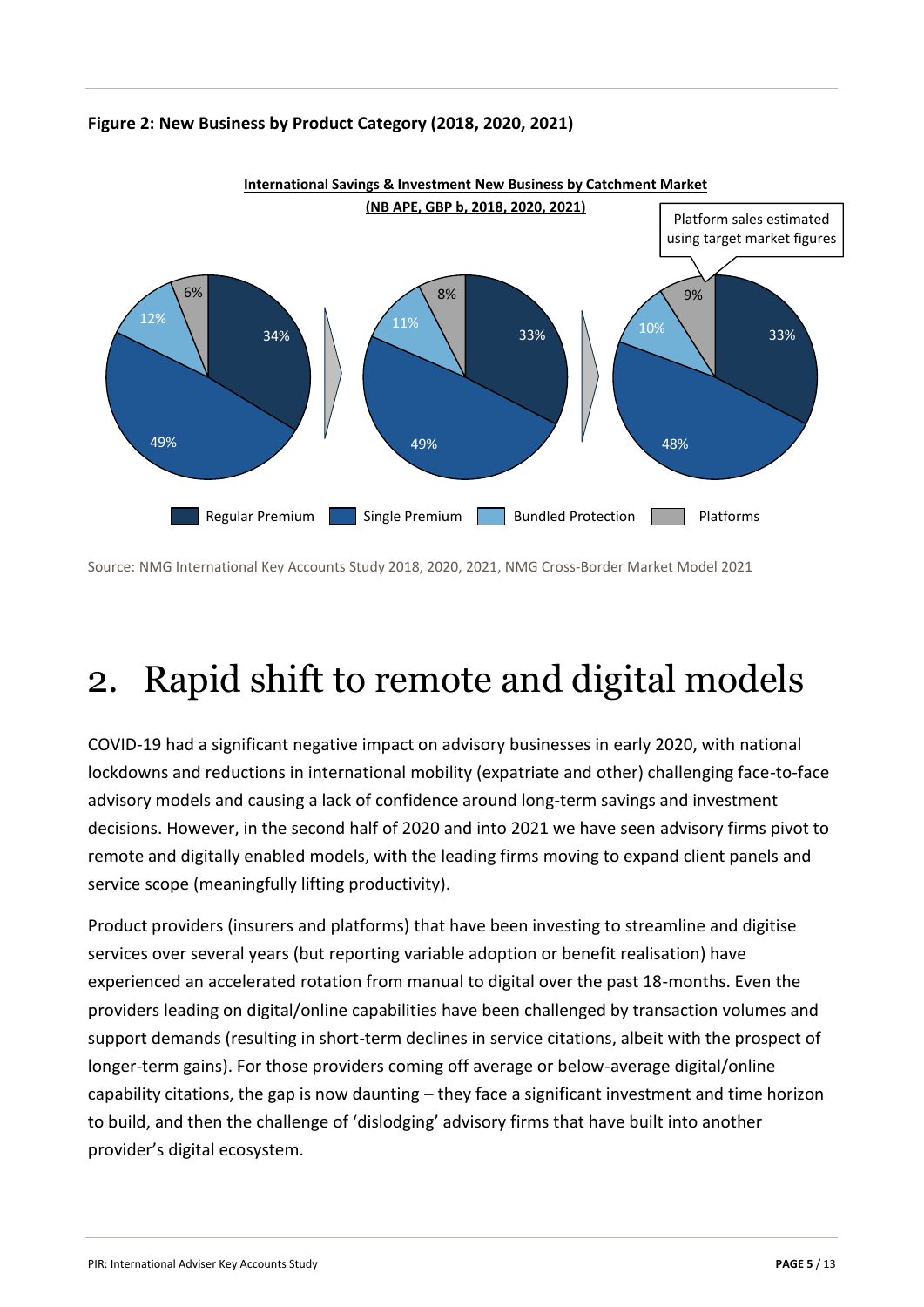**Figure 2: New Business by Product Category (2018, 2020, 2021)**

**International Savings & Investment New Business by Catchment Market (NB APE, GBP b, 2018, 2020, 2021)**

Platform sales estimated using target market figures

| | 2018 | 2020 | 2021 |
|---|---|---|---|
| Regular Premium | 34% | 33% | 33% |
| Single Premium | 49% | 49% | 48% |
| Bundled Protection | 12% | 11% | 10% |
| Platforms | 6% | 8% | 9% |

Source: NMG International Key Accounts Study 2018, 2020, 2021, NMG Cross-Border Market Model 2021

# 2. Rapid shift to remote and digital models

COVID-19 had a significant negative impact on advisory businesses in early 2020, with national lockdowns and reductions in international mobility (expatriate and other) challenging face-to-face advisory models and causing a lack of confidence around long-term savings and investment decisions. However, in the second half of 2020 and into 2021 we have seen advisory firms pivot to remote and digitally enabled models, with the leading firms moving to expand client panels and service scope (meaningfully lifting productivity).

Product providers (insurers and platforms) that have been investing to streamline and digitise services over several years (but reporting variable adoption or benefit realisation) have experienced an accelerated rotation from manual to digital over the past 18-months. Even the providers leading on digital/online capabilities have been challenged by transaction volumes and support demands (resulting in short-term declines in service citations, albeit with the prospect of longer-term gains). For those providers coming off average or below-average digital/online capability citations, the gap is now daunting – they face a significant investment and time horizon to build, and then the challenge of 'dislodging' advisory firms that have built into another provider's digital ecosystem.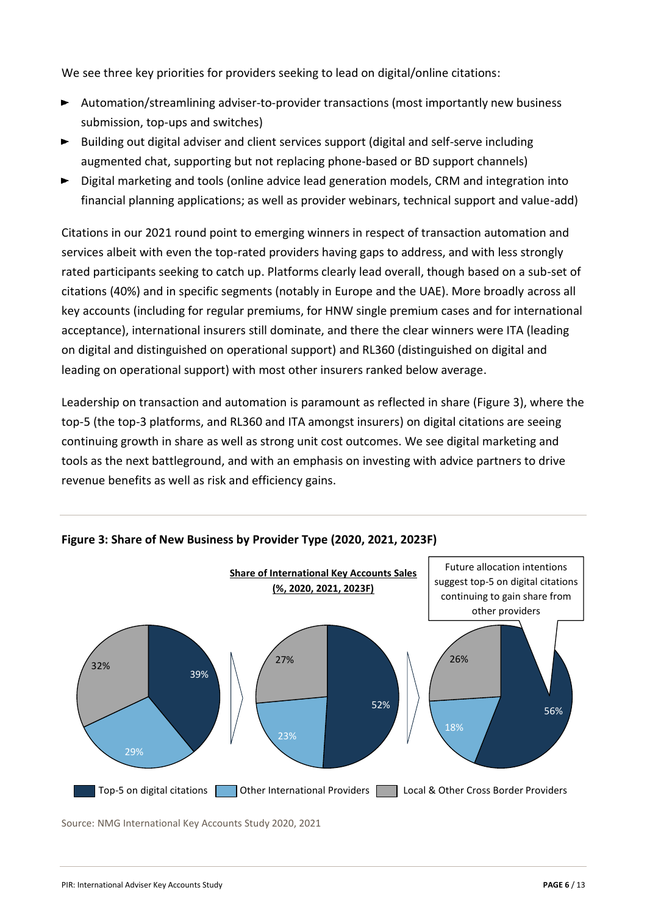We see three key priorities for providers seeking to lead on digital/online citations:

- Automation/streamlining adviser-to-provider transactions (most importantly new business submission, top-ups and switches)
- Building out digital adviser and client services support (digital and self-serve including augmented chat, supporting but not replacing phone-based or BD support channels)
- Digital marketing and tools (online advice lead generation models, CRM and integration into financial planning applications; as well as provider webinars, technical support and value-add)

Citations in our 2021 round point to emerging winners in respect of transaction automation and services albeit with even the top-rated providers having gaps to address, and with less strongly rated participants seeking to catch up. Platforms clearly lead overall, though based on a sub-set of citations (40%) and in specific segments (notably in Europe and the UAE). More broadly across all key accounts (including for regular premiums, for HNW single premium cases and for international acceptance), international insurers still dominate, and there the clear winners were ITA (leading on digital and distinguished on operational support) and RL360 (distinguished on digital and leading on operational support) with most other insurers ranked below average.

Leadership on transaction and automation is paramount as reflected in share (Figure 3), where the top-5 (the top-3 platforms, and RL360 and ITA amongst insurers) on digital citations are seeing continuing growth in share as well as strong unit cost outcomes. We see digital marketing and tools as the next battleground, and with an emphasis on investing with advice partners to drive revenue benefits as well as risk and efficiency gains.

**Figure 3: Share of New Business by Provider Type (2020, 2021, 2023F)**

**Share of International Key Accounts Sales (%, 2020, 2021, 2023F)**

| Provider Type | 2020 | 2021 | 2023F |
|---|---|---|---|
| Top-5 on digital citations | 39% | 52% | 56% |
| Other International Providers | 29% | 23% | 18% |
| Local & Other Cross Border Providers | 32% | 27% | 26% |

Future allocation intentions suggest top-5 on digital citations continuing to gain share from other providers

Source: NMG International Key Accounts Study 2020, 2021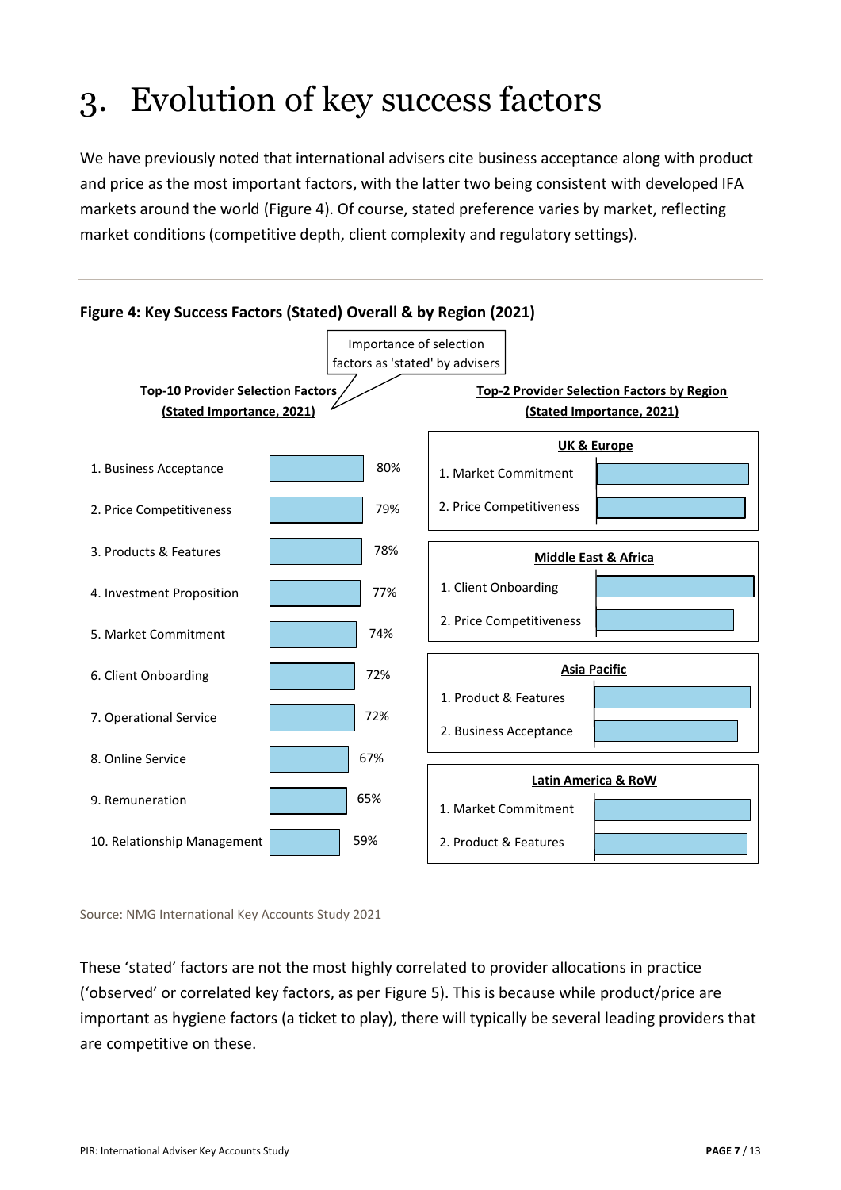# 3. Evolution of key success factors

We have previously noted that international advisers cite business acceptance along with product and price as the most important factors, with the latter two being consistent with developed IFA markets around the world (Figure 4). Of course, stated preference varies by market, reflecting market conditions (competitive depth, client complexity and regulatory settings).

**Figure 4: Key Success Factors (Stated) Overall & by Region (2021)**

Importance of selection factors as 'stated' by advisers

**Top-10 Provider Selection Factors (Stated Importance, 2021)**

| Factor | Stated Importance |
|---|---|
| 1. Business Acceptance | 80% |
| 2. Price Competitiveness | 79% |
| 3. Products & Features | 78% |
| 4. Investment Proposition | 77% |
| 5. Market Commitment | 74% |
| 6. Client Onboarding | 72% |
| 7. Operational Service | 72% |
| 8. Online Service | 67% |
| 9. Remuneration | 65% |
| 10. Relationship Management | 59% |

**Top-2 Provider Selection Factors by Region (Stated Importance, 2021)**

**UK & Europe**
1. Market Commitment
2. Price Competitiveness

**Middle East & Africa**
1. Client Onboarding
2. Price Competitiveness

**Asia Pacific**
1. Product & Features
2. Business Acceptance

**Latin America & RoW**
1. Market Commitment
2. Product & Features

Source: NMG International Key Accounts Study 2021

These 'stated' factors are not the most highly correlated to provider allocations in practice ('observed' or correlated key factors, as per Figure 5). This is because while product/price are important as hygiene factors (a ticket to play), there will typically be several leading providers that are competitive on these.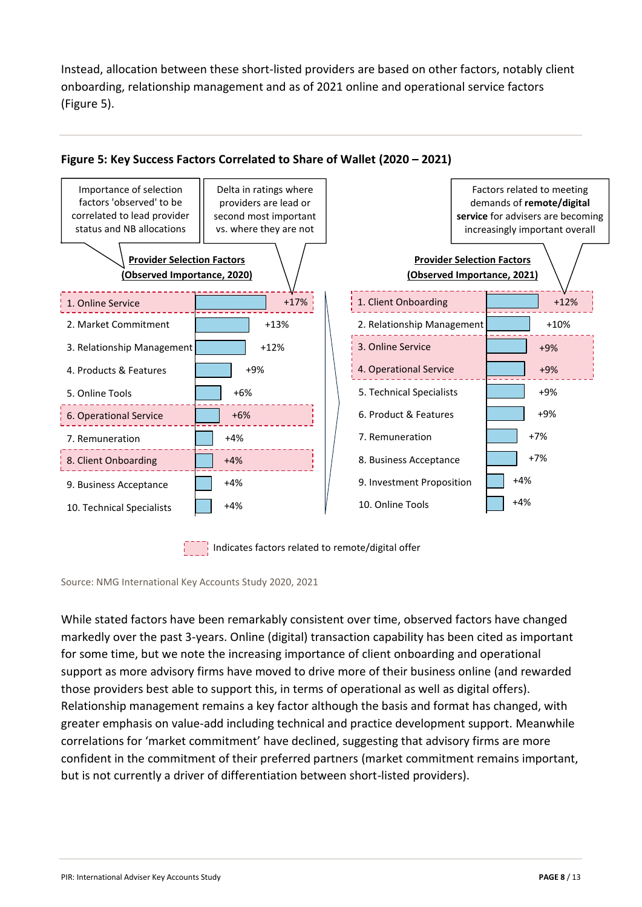Instead, allocation between these short-listed providers are based on other factors, notably client onboarding, relationship management and as of 2021 online and operational service factors (Figure 5).

**Figure 5: Key Success Factors Correlated to Share of Wallet (2020 – 2021)**

Importance of selection factors 'observed' to be correlated to lead provider status and NB allocations

Delta in ratings where providers are lead or second most important vs. where they are not

Factors related to meeting demands of **remote/digital service** for advisers are becoming increasingly important overall

| Provider Selection Factors (Observed Importance, 2020) | Delta | Provider Selection Factors (Observed Importance, 2021) | Delta |
|---|---|---|---|
| 1. Online Service* | +17% | 1. Client Onboarding* | +12% |
| 2. Market Commitment | +13% | 2. Relationship Management | +10% |
| 3. Relationship Management | +12% | 3. Online Service* | +9% |
| 4. Products & Features | +9% | 4. Operational Service* | +9% |
| 5. Online Tools | +6% | 5. Technical Specialists | +9% |
| 6. Operational Service* | +6% | 6. Product & Features | +9% |
| 7. Remuneration | +4% | 7. Remuneration | +7% |
| 8. Client Onboarding* | +4% | 8. Business Acceptance | +7% |
| 9. Business Acceptance | +4% | 9. Investment Proposition | +4% |
| 10. Technical Specialists | +4% | 10. Online Tools | +4% |

\* Indicates factors related to remote/digital offer

Source: NMG International Key Accounts Study 2020, 2021

While stated factors have been remarkably consistent over time, observed factors have changed markedly over the past 3-years. Online (digital) transaction capability has been cited as important for some time, but we note the increasing importance of client onboarding and operational support as more advisory firms have moved to drive more of their business online (and rewarded those providers best able to support this, in terms of operational as well as digital offers). Relationship management remains a key factor although the basis and format has changed, with greater emphasis on value-add including technical and practice development support. Meanwhile correlations for 'market commitment' have declined, suggesting that advisory firms are more confident in the commitment of their preferred partners (market commitment remains important, but is not currently a driver of differentiation between short-listed providers).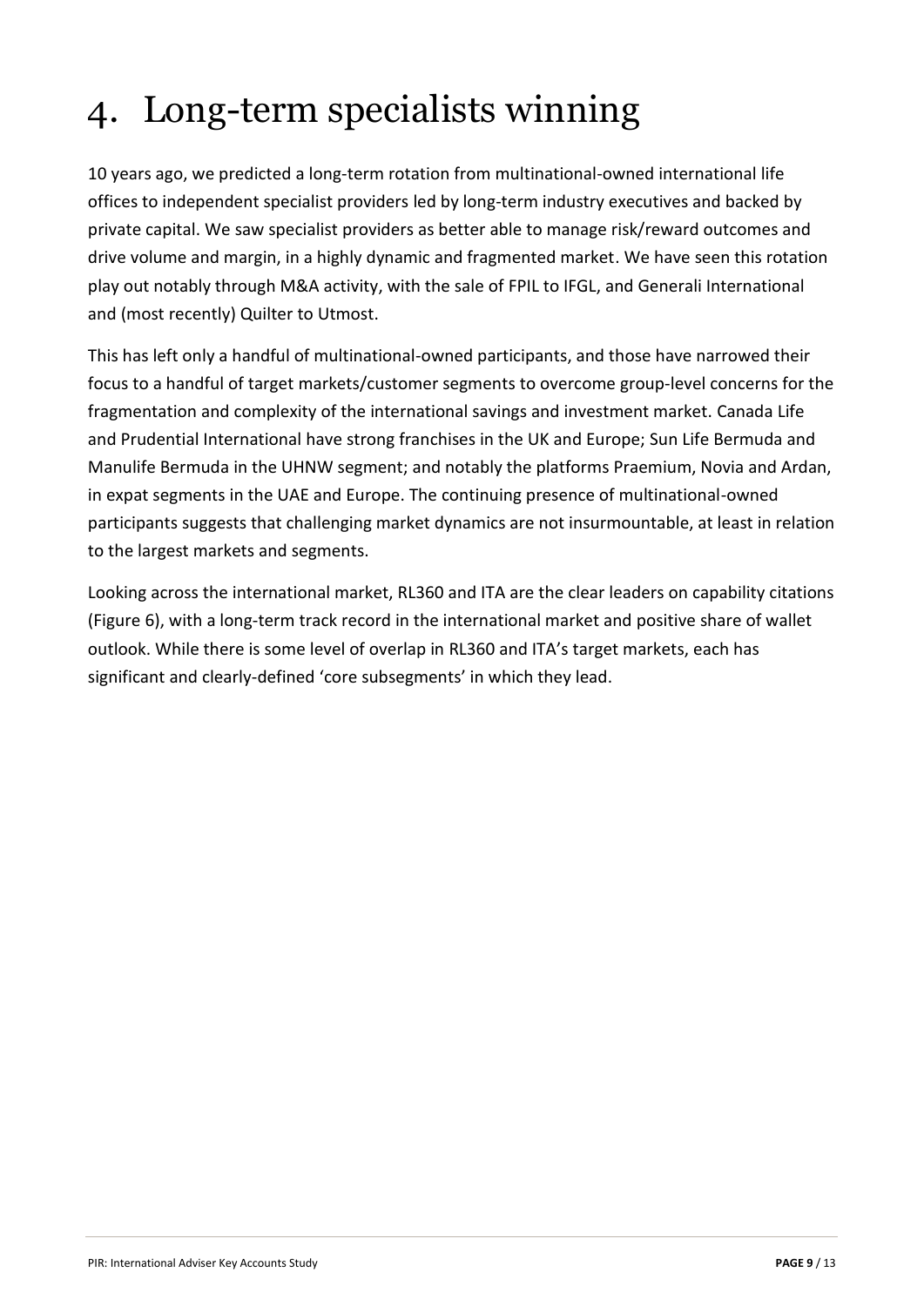# 4. Long-term specialists winning

10 years ago, we predicted a long-term rotation from multinational-owned international life offices to independent specialist providers led by long-term industry executives and backed by private capital. We saw specialist providers as better able to manage risk/reward outcomes and drive volume and margin, in a highly dynamic and fragmented market. We have seen this rotation play out notably through M&A activity, with the sale of FPIL to IFGL, and Generali International and (most recently) Quilter to Utmost.

This has left only a handful of multinational-owned participants, and those have narrowed their focus to a handful of target markets/customer segments to overcome group-level concerns for the fragmentation and complexity of the international savings and investment market. Canada Life and Prudential International have strong franchises in the UK and Europe; Sun Life Bermuda and Manulife Bermuda in the UHNW segment; and notably the platforms Praemium, Novia and Ardan, in expat segments in the UAE and Europe. The continuing presence of multinational-owned participants suggests that challenging market dynamics are not insurmountable, at least in relation to the largest markets and segments.

Looking across the international market, RL360 and ITA are the clear leaders on capability citations (Figure 6), with a long-term track record in the international market and positive share of wallet outlook. While there is some level of overlap in RL360 and ITA's target markets, each has significant and clearly-defined 'core subsegments' in which they lead.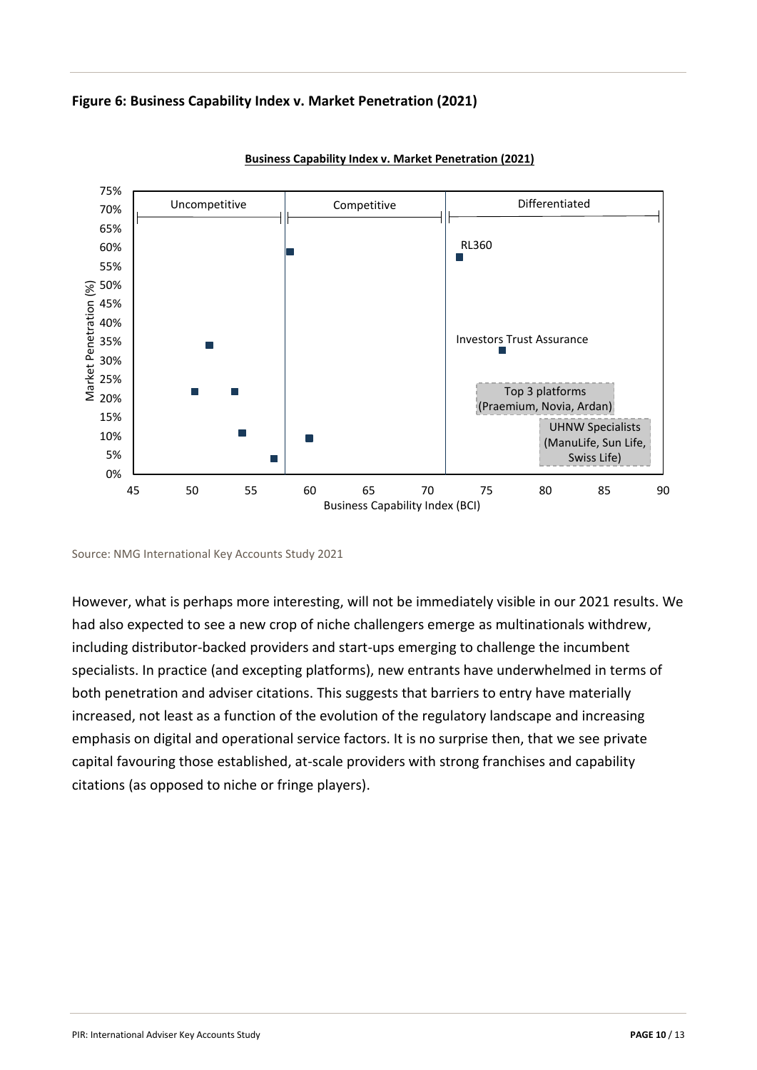**Figure 6: Business Capability Index v. Market Penetration (2021)**

Source: NMG International Key Accounts Study 2021

However, what is perhaps more interesting, will not be immediately visible in our 2021 results. We had also expected to see a new crop of niche challengers emerge as multinationals withdrew, including distributor-backed providers and start-ups emerging to challenge the incumbent specialists. In practice (and excepting platforms), new entrants have underwhelmed in terms of both penetration and adviser citations. This suggests that barriers to entry have materially increased, not least as a function of the evolution of the regulatory landscape and increasing emphasis on digital and operational service factors. It is no surprise then, that we see private capital favouring those established, at-scale providers with strong franchises and capability citations (as opposed to niche or fringe players).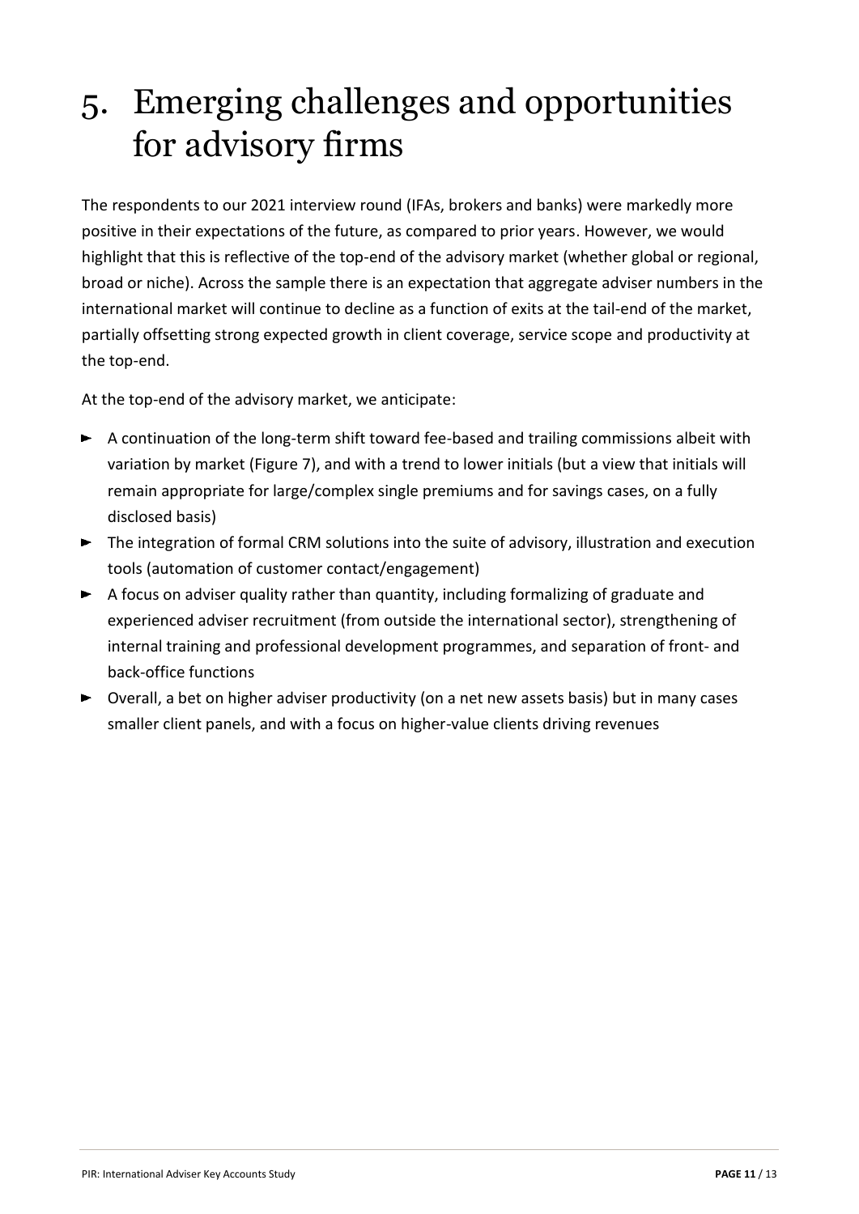# 5. Emerging challenges and opportunities for advisory firms

The respondents to our 2021 interview round (IFAs, brokers and banks) were markedly more positive in their expectations of the future, as compared to prior years. However, we would highlight that this is reflective of the top-end of the advisory market (whether global or regional, broad or niche). Across the sample there is an expectation that aggregate adviser numbers in the international market will continue to decline as a function of exits at the tail-end of the market, partially offsetting strong expected growth in client coverage, service scope and productivity at the top-end.

At the top-end of the advisory market, we anticipate:

- A continuation of the long-term shift toward fee-based and trailing commissions albeit with variation by market (Figure 7), and with a trend to lower initials (but a view that initials will remain appropriate for large/complex single premiums and for savings cases, on a fully disclosed basis)
- The integration of formal CRM solutions into the suite of advisory, illustration and execution tools (automation of customer contact/engagement)
- A focus on adviser quality rather than quantity, including formalizing of graduate and experienced adviser recruitment (from outside the international sector), strengthening of internal training and professional development programmes, and separation of front- and back-office functions
- Overall, a bet on higher adviser productivity (on a net new assets basis) but in many cases smaller client panels, and with a focus on higher-value clients driving revenues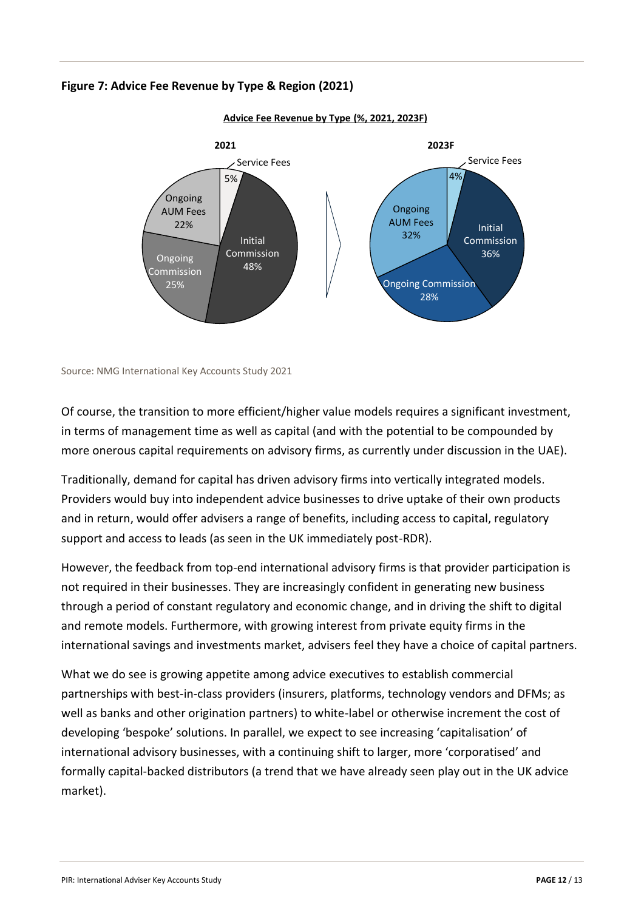**Figure 7: Advice Fee Revenue by Type & Region (2021)**

**Advice Fee Revenue by Type (%, 2021, 2023F)**

| Type | 2021 | 2023F |
|---|---|---|
| Initial Commission | 48% | 36% |
| Ongoing Commission | 25% | 28% |
| Ongoing AUM Fees | 22% | 32% |
| Service Fees | 5% | 4% |

Source: NMG International Key Accounts Study 2021

Of course, the transition to more efficient/higher value models requires a significant investment, in terms of management time as well as capital (and with the potential to be compounded by more onerous capital requirements on advisory firms, as currently under discussion in the UAE).

Traditionally, demand for capital has driven advisory firms into vertically integrated models. Providers would buy into independent advice businesses to drive uptake of their own products and in return, would offer advisers a range of benefits, including access to capital, regulatory support and access to leads (as seen in the UK immediately post-RDR).

However, the feedback from top-end international advisory firms is that provider participation is not required in their businesses. They are increasingly confident in generating new business through a period of constant regulatory and economic change, and in driving the shift to digital and remote models. Furthermore, with growing interest from private equity firms in the international savings and investments market, advisers feel they have a choice of capital partners.

What we do see is growing appetite among advice executives to establish commercial partnerships with best-in-class providers (insurers, platforms, technology vendors and DFMs; as well as banks and other origination partners) to white-label or otherwise increment the cost of developing 'bespoke' solutions. In parallel, we expect to see increasing 'capitalisation' of international advisory businesses, with a continuing shift to larger, more 'corporatised' and formally capital-backed distributors (a trend that we have already seen play out in the UK advice market).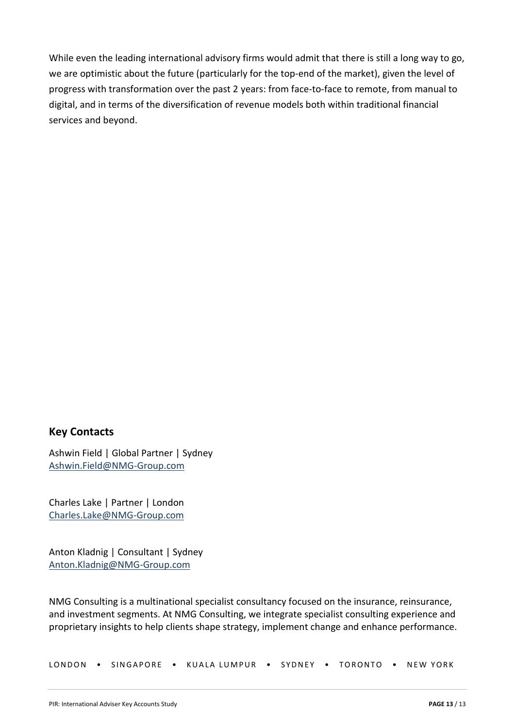While even the leading international advisory firms would admit that there is still a long way to go, we are optimistic about the future (particularly for the top-end of the market), given the level of progress with transformation over the past 2 years: from face-to-face to remote, from manual to digital, and in terms of the diversification of revenue models both within traditional financial services and beyond.

## Key Contacts

Ashwin Field | Global Partner | Sydney
Ashwin.Field@NMG-Group.com

Charles Lake | Partner | London
Charles.Lake@NMG-Group.com

Anton Kladnig | Consultant | Sydney
Anton.Kladnig@NMG-Group.com

NMG Consulting is a multinational specialist consultancy focused on the insurance, reinsurance, and investment segments. At NMG Consulting, we integrate specialist consulting experience and proprietary insights to help clients shape strategy, implement change and enhance performance.

LONDON • SINGAPORE • KUALA LUMPUR • SYDNEY • TORONTO • NEW YORK